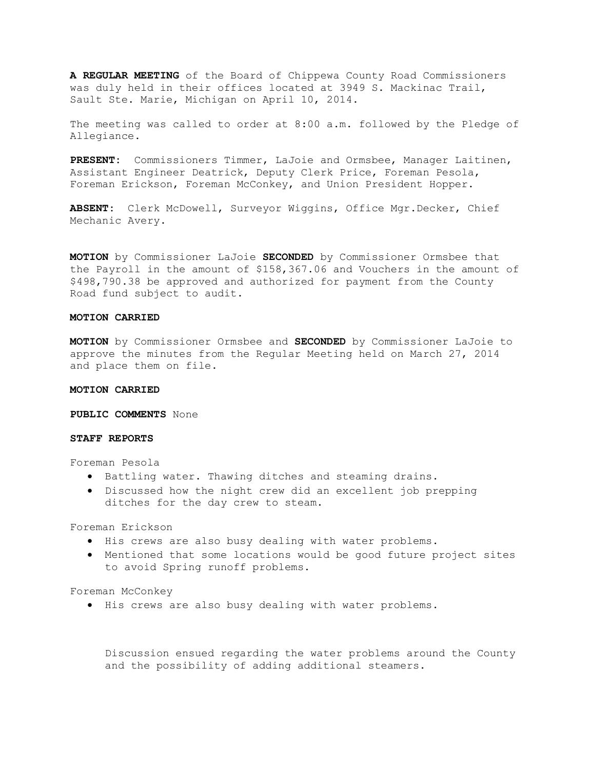**A REGULAR MEETING** of the Board of Chippewa County Road Commissioners was duly held in their offices located at 3949 S. Mackinac Trail, Sault Ste. Marie, Michigan on April 10, 2014.

The meeting was called to order at 8:00 a.m. followed by the Pledge of Allegiance.

**PRESENT:** Commissioners Timmer, LaJoie and Ormsbee, Manager Laitinen, Assistant Engineer Deatrick, Deputy Clerk Price, Foreman Pesola, Foreman Erickson, Foreman McConkey, and Union President Hopper.

**ABSENT:** Clerk McDowell, Surveyor Wiggins, Office Mgr.Decker, Chief Mechanic Avery.

**MOTION** by Commissioner LaJoie **SECONDED** by Commissioner Ormsbee that the Payroll in the amount of $158,367.06 and Vouchers in the amount of $498,790.38 be approved and authorized for payment from the County Road fund subject to audit.

**MOTION CARRIED**

**MOTION** by Commissioner Ormsbee and **SECONDED** by Commissioner LaJoie to approve the minutes from the Regular Meeting held on March 27, 2014 and place them on file.

**MOTION CARRIED**

**PUBLIC COMMENTS** None

**STAFF REPORTS**

Foreman Pesola

- Battling water. Thawing ditches and steaming drains.
- Discussed how the night crew did an excellent job prepping ditches for the day crew to steam.

Foreman Erickson

- His crews are also busy dealing with water problems.
- Mentioned that some locations would be good future project sites to avoid Spring runoff problems.

Foreman McConkey

- His crews are also busy dealing with water problems.

Discussion ensued regarding the water problems around the County and the possibility of adding additional steamers.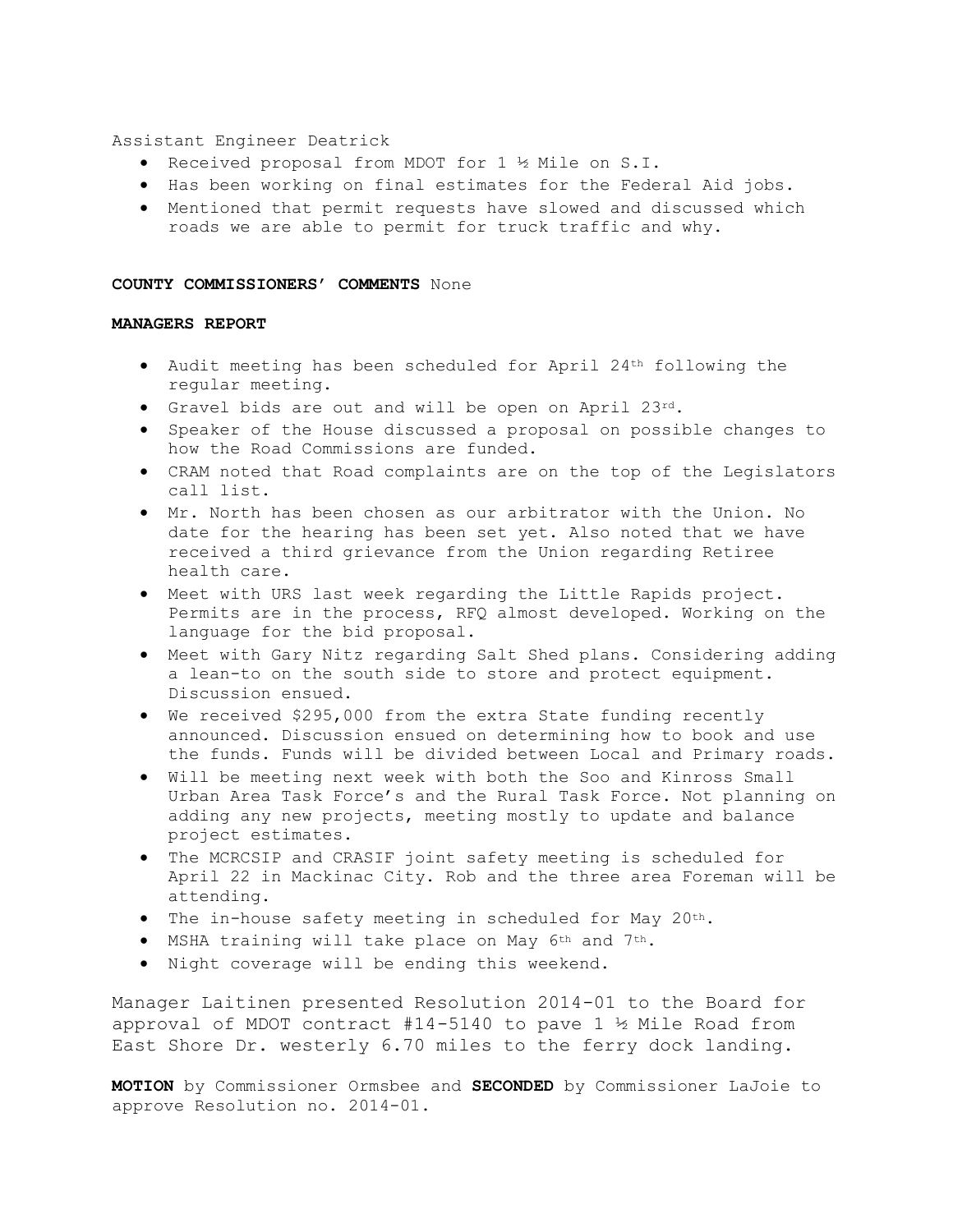Assistant Engineer Deatrick

- Received proposal from MDOT for 1 ½ Mile on S.I.
- Has been working on final estimates for the Federal Aid jobs.
- Mentioned that permit requests have slowed and discussed which roads we are able to permit for truck traffic and why.

**COUNTY COMMISSIONERS' COMMENTS** None

**MANAGERS REPORT**

- Audit meeting has been scheduled for April 24th following the regular meeting.
- Gravel bids are out and will be open on April 23rd.
- Speaker of the House discussed a proposal on possible changes to how the Road Commissions are funded.
- CRAM noted that Road complaints are on the top of the Legislators call list.
- Mr. North has been chosen as our arbitrator with the Union. No date for the hearing has been set yet. Also noted that we have received a third grievance from the Union regarding Retiree health care.
- Meet with URS last week regarding the Little Rapids project. Permits are in the process, RFQ almost developed. Working on the language for the bid proposal.
- Meet with Gary Nitz regarding Salt Shed plans. Considering adding a lean-to on the south side to store and protect equipment. Discussion ensued.
- We received $295,000 from the extra State funding recently announced. Discussion ensued on determining how to book and use the funds. Funds will be divided between Local and Primary roads.
- Will be meeting next week with both the Soo and Kinross Small Urban Area Task Force's and the Rural Task Force. Not planning on adding any new projects, meeting mostly to update and balance project estimates.
- The MCRCSIP and CRASIF joint safety meeting is scheduled for April 22 in Mackinac City. Rob and the three area Foreman will be attending.
- The in-house safety meeting in scheduled for May 20th.
- MSHA training will take place on May 6th and 7th.
- Night coverage will be ending this weekend.

Manager Laitinen presented Resolution 2014-01 to the Board for approval of MDOT contract #14-5140 to pave 1 ½ Mile Road from East Shore Dr. westerly 6.70 miles to the ferry dock landing.

**MOTION** by Commissioner Ormsbee and **SECONDED** by Commissioner LaJoie to approve Resolution no. 2014-01.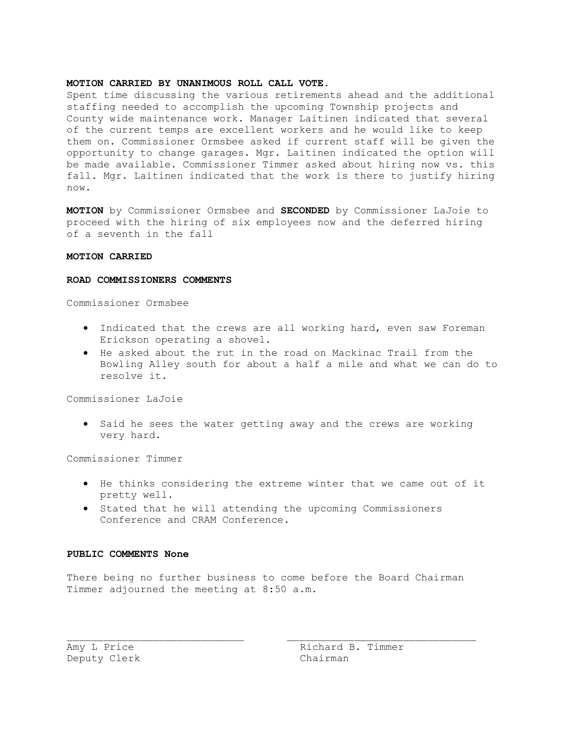**MOTION CARRIED BY UNANIMOUS ROLL CALL VOTE.**

Spent time discussing the various retirements ahead and the additional staffing needed to accomplish the upcoming Township projects and County wide maintenance work. Manager Laitinen indicated that several of the current temps are excellent workers and he would like to keep them on. Commissioner Ormsbee asked if current staff will be given the opportunity to change garages. Mgr. Laitinen indicated the option will be made available. Commissioner Timmer asked about hiring now vs. this fall. Mgr. Laitinen indicated that the work is there to justify hiring now.

**MOTION** by Commissioner Ormsbee and **SECONDED** by Commissioner LaJoie to proceed with the hiring of six employees now and the deferred hiring of a seventh in the fall

**MOTION CARRIED**

**ROAD COMMISSIONERS COMMENTS**

Commissioner Ormsbee

- Indicated that the crews are all working hard, even saw Foreman Erickson operating a shovel.
- He asked about the rut in the road on Mackinac Trail from the Bowling Alley south for about a half a mile and what we can do to resolve it.

Commissioner LaJoie

- Said he sees the water getting away and the crews are working very hard.

Commissioner Timmer

- He thinks considering the extreme winter that we came out of it pretty well.
- Stated that he will attending the upcoming Commissioners Conference and CRAM Conference.

**PUBLIC COMMENTS None**

There being no further business to come before the Board Chairman Timmer adjourned the meeting at 8:50 a.m.

\_\_\_\_\_\_\_\_\_\_\_\_\_\_\_\_\_\_\_\_\_\_\_\_\_\_\_\_\_\_
Amy L Price
Deputy Clerk

\_\_\_\_\_\_\_\_\_\_\_\_\_\_\_\_\_\_\_\_\_\_\_\_\_\_\_\_\_\_
Richard B. Timmer
Chairman